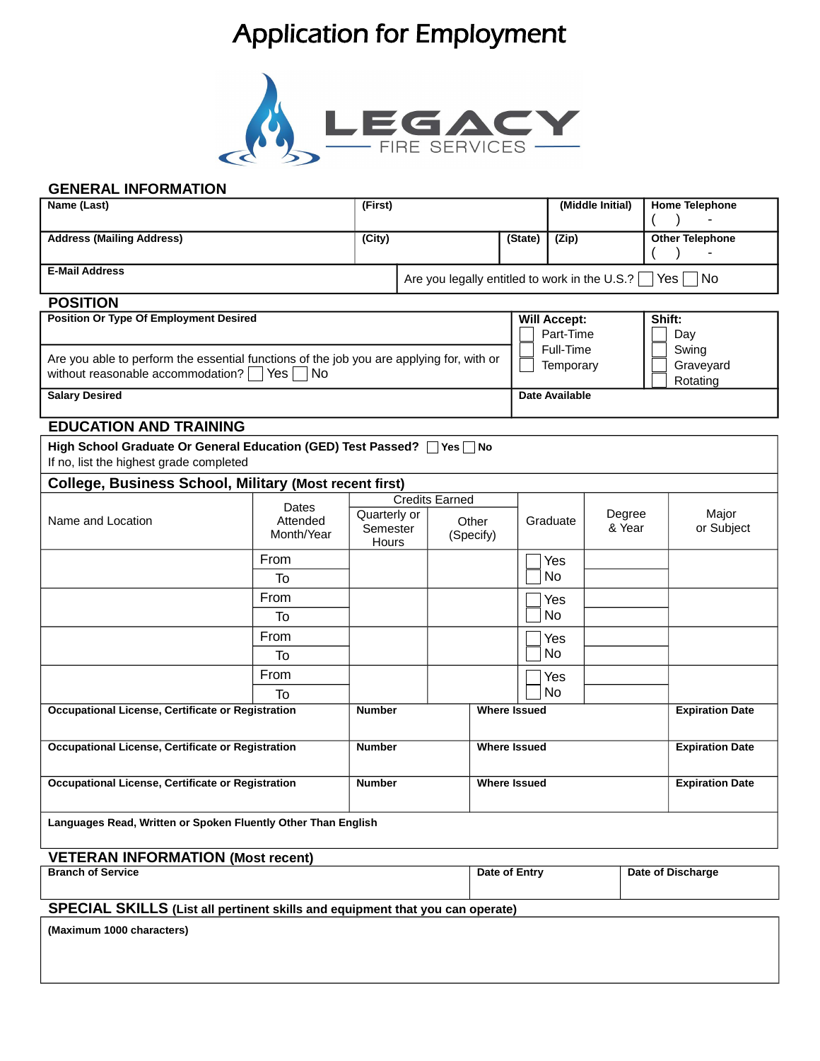# Application for Employment

LEGACY FIRE SERVICES

## GENERAL INFORMATION

| Name (Last) | (First) | | (Middle Initial) | Home Telephone ( ) - |
|---|---|---|---|---|
| Address (Mailing Address) | (City) | (State) | (Zip) | Other Telephone ( ) - |
| E-Mail Address | Are you legally entitled to work in the U.S.? ☐ Yes ☐ No | | | |

## POSITION

| Position Or Type Of Employment Desired | Will Accept: ☐ Part-Time ☐ Full-Time ☐ Temporary | Shift: ☐ Day ☐ Swing ☐ Graveyard ☐ Rotating |
|---|---|---|
| Are you able to perform the essential functions of the job you are applying for, with or without reasonable accommodation? ☐ Yes ☐ No | | |
| Salary Desired | Date Available | |

## EDUCATION AND TRAINING

**High School Graduate Or General Education (GED) Test Passed?** ☐ **Yes** ☐ **No**

If no, list the highest grade completed

### College, Business School, Military (Most recent first)

| Name and Location | Dates Attended Month/Year | Credits Earned | | Graduate | Degree & Year | Major or Subject |
|---|---|---|---|---|---|---|
| | | Quarterly or Semester Hours | Other (Specify) | | | |
| | From / To | | | ☐ Yes ☐ No | | |
| | From / To | | | ☐ Yes ☐ No | | |
| | From / To | | | ☐ Yes ☐ No | | |
| | From / To | | | ☐ Yes ☐ No | | |

| Occupational License, Certificate or Registration | Number | Where Issued | Expiration Date |
|---|---|---|---|
| Occupational License, Certificate or Registration | Number | Where Issued | Expiration Date |
| Occupational License, Certificate or Registration | Number | Where Issued | Expiration Date |

**Languages Read, Written or Spoken Fluently Other Than English**

## VETERAN INFORMATION (Most recent)

| Branch of Service | Date of Entry | Date of Discharge |
|---|---|---|
| | | |

## SPECIAL SKILLS (List all pertinent skills and equipment that you can operate)

**(Maximum 1000 characters)**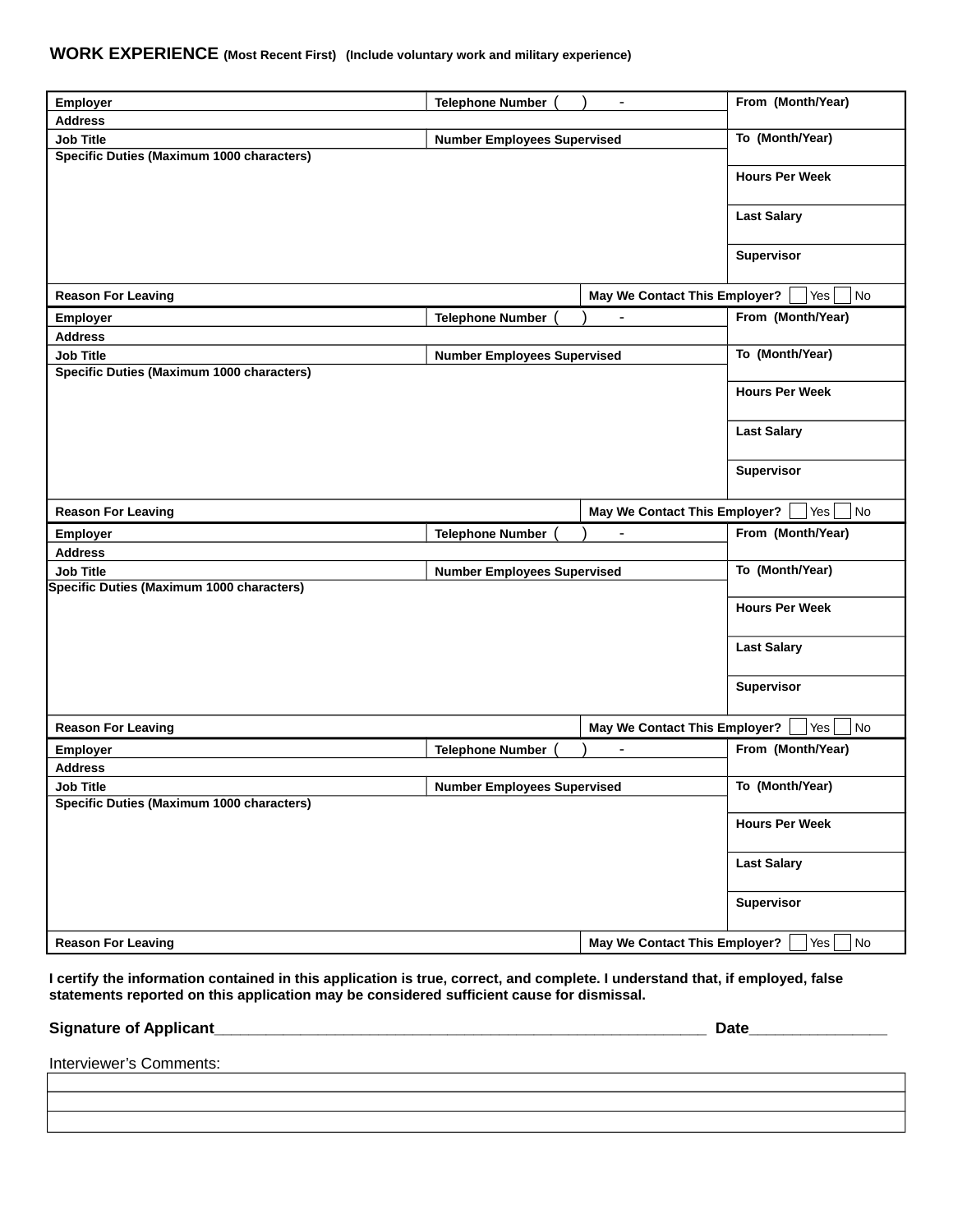## WORK EXPERIENCE **(Most Recent First) (Include voluntary work and military experience)**

| | | |
|---|---|---|
| **Employer** | **Telephone Number** ( ) - | **From (Month/Year)** |
| **Address** | | |
| **Job Title** | **Number Employees Supervised** | **To (Month/Year)** |
| **Specific Duties (Maximum 1000 characters)** | | **Hours Per Week** |
| | | **Last Salary** |
| | | **Supervisor** |
| **Reason For Leaving** | **May We Contact This Employer?** ☐ Yes ☐ No | |

| | | |
|---|---|---|
| **Employer** | **Telephone Number** ( ) - | **From (Month/Year)** |
| **Address** | | |
| **Job Title** | **Number Employees Supervised** | **To (Month/Year)** |
| **Specific Duties (Maximum 1000 characters)** | | **Hours Per Week** |
| | | **Last Salary** |
| | | **Supervisor** |
| **Reason For Leaving** | **May We Contact This Employer?** ☐ Yes ☐ No | |

| | | |
|---|---|---|
| **Employer** | **Telephone Number** ( ) - | **From (Month/Year)** |
| **Address** | | |
| **Job Title** | **Number Employees Supervised** | **To (Month/Year)** |
| **Specific Duties (Maximum 1000 characters)** | | **Hours Per Week** |
| | | **Last Salary** |
| | | **Supervisor** |
| **Reason For Leaving** | **May We Contact This Employer?** ☐ Yes ☐ No | |

| | | |
|---|---|---|
| **Employer** | **Telephone Number** ( ) - | **From (Month/Year)** |
| **Address** | | |
| **Job Title** | **Number Employees Supervised** | **To (Month/Year)** |
| **Specific Duties (Maximum 1000 characters)** | | **Hours Per Week** |
| | | **Last Salary** |
| | | **Supervisor** |
| **Reason For Leaving** | **May We Contact This Employer?** ☐ Yes ☐ No | |

**I certify the information contained in this application is true, correct, and complete. I understand that, if employed, false statements reported on this application may be considered sufficient cause for dismissal.**

**Signature of Applicant**_________________________________________________________ **Date**_______________

Interviewer's Comments:

| |
|---|
| |
| |
| |